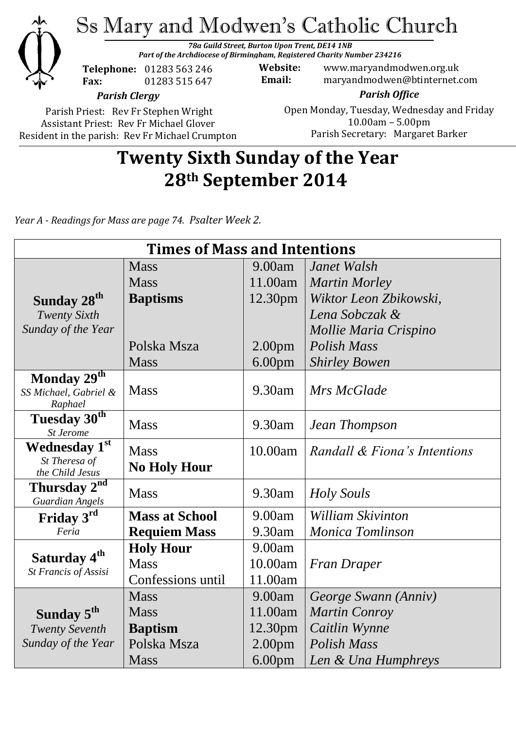# Ss Mary and Modwen's Catholic Church

***78a Guild Street, Burton Upon Trent, DE14 1NB***
***Part of the Archdiocese of Birmingham, Registered Charity Number 234216***

**Telephone:** 01283 563 246
**Fax:** 01283 515 647

**Website:** www.maryandmodwen.org.uk
**Email:** maryandmodwen@btinternet.com

***Parish Clergy***

Parish Priest: Rev Fr Stephen Wright
Assistant Priest: Rev Fr Michael Glover
Resident in the parish: Rev Fr Michael Crumpton

***Parish Office***

Open Monday, Tuesday, Wednesday and Friday
10.00am – 5.00pm
Parish Secretary: Margaret Barker

## Twenty Sixth Sunday of the Year
## 28th September 2014

*Year A - Readings for Mass are page 74. Psalter Week 2.*

| Times of Mass and Intentions | | | |
|---|---|---|---|
| **Sunday 28th** *Twenty Sixth Sunday of the Year* | Mass | 9.00am | *Janet Walsh* |
| | Mass | 11.00am | *Martin Morley* |
| | **Baptisms** | 12.30pm | *Wiktor Leon Zbikowski, Lena Sobczak & Mollie Maria Crispino* |
| | Polska Msza | 2.00pm | *Polish Mass* |
| | Mass | 6.00pm | *Shirley Bowen* |
| **Monday 29th** *SS Michael, Gabriel & Raphael* | Mass | 9.30am | *Mrs McGlade* |
| **Tuesday 30th** *St Jerome* | Mass | 9.30am | *Jean Thompson* |
| **Wednesday 1st** *St Theresa of the Child Jesus* | Mass **No Holy Hour** | 10.00am | *Randall & Fiona's Intentions* |
| **Thursday 2nd** *Guardian Angels* | Mass | 9.30am | *Holy Souls* |
| **Friday 3rd** *Feria* | **Mass at School** | 9.00am | *William Skivinton* |
| | **Requiem Mass** | 9.30am | *Monica Tomlinson* |
| **Saturday 4th** *St Francis of Assisi* | **Holy Hour** | 9.00am | |
| | Mass | 10.00am | *Fran Draper* |
| | Confessions until | 11.00am | |
| **Sunday 5th** *Twenty Seventh Sunday of the Year* | Mass | 9.00am | *George Swann (Anniv)* |
| | Mass | 11.00am | *Martin Conroy* |
| | **Baptism** | 12.30pm | *Caitlin Wynne* |
| | Polska Msza | 2.00pm | *Polish Mass* |
| | Mass | 6.00pm | *Len & Una Humphreys* |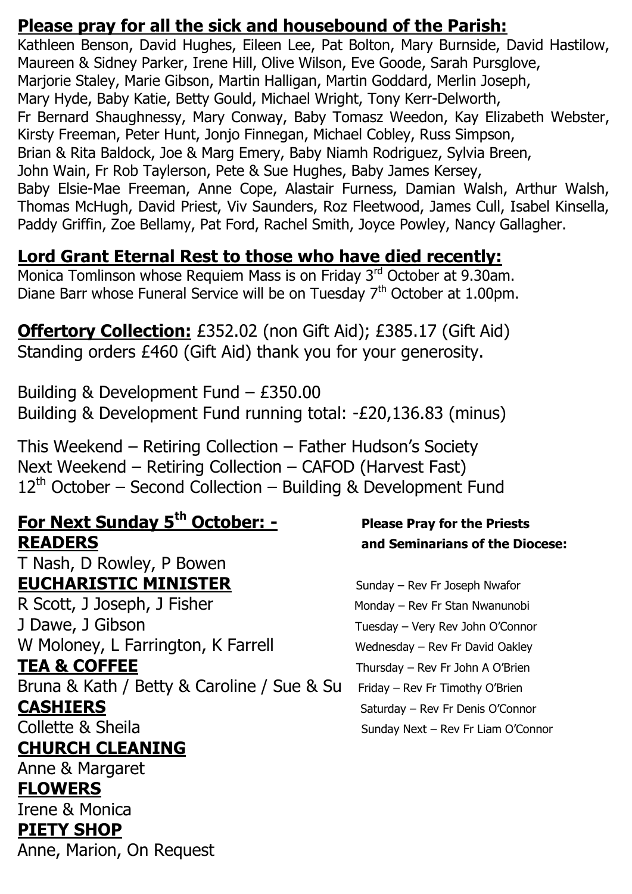## Please pray for all the sick and housebound of the Parish:

Kathleen Benson, David Hughes, Eileen Lee, Pat Bolton, Mary Burnside, David Hastilow, Maureen & Sidney Parker, Irene Hill, Olive Wilson, Eve Goode, Sarah Pursglove, Marjorie Staley, Marie Gibson, Martin Halligan, Martin Goddard, Merlin Joseph, Mary Hyde, Baby Katie, Betty Gould, Michael Wright, Tony Kerr-Delworth, Fr Bernard Shaughnessy, Mary Conway, Baby Tomasz Weedon, Kay Elizabeth Webster, Kirsty Freeman, Peter Hunt, Jonjo Finnegan, Michael Cobley, Russ Simpson, Brian & Rita Baldock, Joe & Marg Emery, Baby Niamh Rodriguez, Sylvia Breen, John Wain, Fr Rob Taylerson, Pete & Sue Hughes, Baby James Kersey, Baby Elsie-Mae Freeman, Anne Cope, Alastair Furness, Damian Walsh, Arthur Walsh, Thomas McHugh, David Priest, Viv Saunders, Roz Fleetwood, James Cull, Isabel Kinsella, Paddy Griffin, Zoe Bellamy, Pat Ford, Rachel Smith, Joyce Powley, Nancy Gallagher.

## Lord Grant Eternal Rest to those who have died recently:

Monica Tomlinson whose Requiem Mass is on Friday 3rd October at 9.30am.
Diane Barr whose Funeral Service will be on Tuesday 7th October at 1.00pm.

**Offertory Collection:** £352.02 (non Gift Aid); £385.17 (Gift Aid)
Standing orders £460 (Gift Aid) thank you for your generosity.

Building & Development Fund – £350.00
Building & Development Fund running total: -£20,136.83 (minus)

This Weekend – Retiring Collection – Father Hudson's Society
Next Weekend – Retiring Collection – CAFOD (Harvest Fast)
12th October – Second Collection – Building & Development Fund

## For Next Sunday 5th October: -

**READERS**
T Nash, D Rowley, P Bowen

**EUCHARISTIC MINISTER**
R Scott, J Joseph, J Fisher
J Dawe, J Gibson
W Moloney, L Farrington, K Farrell

**TEA & COFFEE**
Bruna & Kath / Betty & Caroline / Sue & Su

**CASHIERS**
Collette & Sheila

**CHURCH CLEANING**
Anne & Margaret

**FLOWERS**
Irene & Monica

**PIETY SHOP**
Anne, Marion, On Request

**Please Pray for the Priests and Seminarians of the Diocese:**

Sunday – Rev Fr Joseph Nwafor
Monday – Rev Fr Stan Nwanunobi
Tuesday – Very Rev John O'Connor
Wednesday – Rev Fr David Oakley
Thursday – Rev Fr John A O'Brien
Friday – Rev Fr Timothy O'Brien
Saturday – Rev Fr Denis O'Connor
Sunday Next – Rev Fr Liam O'Connor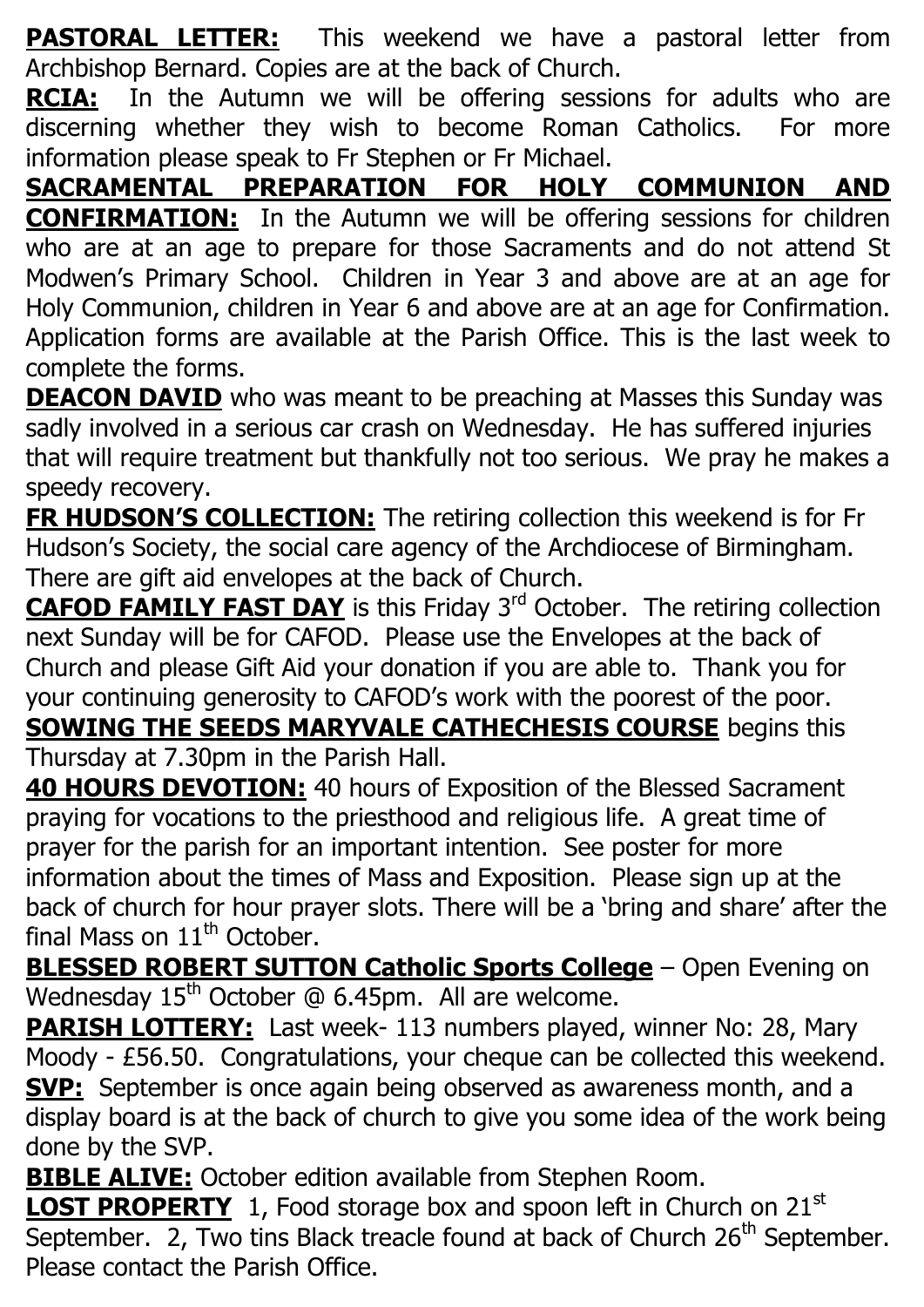**PASTORAL LETTER:** This weekend we have a pastoral letter from Archbishop Bernard. Copies are at the back of Church.

**RCIA:** In the Autumn we will be offering sessions for adults who are discerning whether they wish to become Roman Catholics. For more information please speak to Fr Stephen or Fr Michael.

**SACRAMENTAL PREPARATION FOR HOLY COMMUNION AND CONFIRMATION:** In the Autumn we will be offering sessions for children who are at an age to prepare for those Sacraments and do not attend St Modwen's Primary School. Children in Year 3 and above are at an age for Holy Communion, children in Year 6 and above are at an age for Confirmation. Application forms are available at the Parish Office. This is the last week to complete the forms.

**DEACON DAVID** who was meant to be preaching at Masses this Sunday was sadly involved in a serious car crash on Wednesday. He has suffered injuries that will require treatment but thankfully not too serious. We pray he makes a speedy recovery.

**FR HUDSON'S COLLECTION:** The retiring collection this weekend is for Fr Hudson's Society, the social care agency of the Archdiocese of Birmingham. There are gift aid envelopes at the back of Church.

**CAFOD FAMILY FAST DAY** is this Friday 3rd October. The retiring collection next Sunday will be for CAFOD. Please use the Envelopes at the back of Church and please Gift Aid your donation if you are able to. Thank you for your continuing generosity to CAFOD's work with the poorest of the poor.

**SOWING THE SEEDS MARYVALE CATHECHESIS COURSE** begins this Thursday at 7.30pm in the Parish Hall.

**40 HOURS DEVOTION:** 40 hours of Exposition of the Blessed Sacrament praying for vocations to the priesthood and religious life. A great time of prayer for the parish for an important intention. See poster for more information about the times of Mass and Exposition. Please sign up at the back of church for hour prayer slots. There will be a 'bring and share' after the final Mass on 11th October.

**BLESSED ROBERT SUTTON Catholic Sports College** – Open Evening on Wednesday 15th October @ 6.45pm. All are welcome.

**PARISH LOTTERY:** Last week- 113 numbers played, winner No: 28, Mary Moody - £56.50. Congratulations, your cheque can be collected this weekend.

**SVP:** September is once again being observed as awareness month, and a display board is at the back of church to give you some idea of the work being done by the SVP.

**BIBLE ALIVE:** October edition available from Stephen Room.

**LOST PROPERTY** 1, Food storage box and spoon left in Church on 21st September. 2, Two tins Black treacle found at back of Church 26th September. Please contact the Parish Office.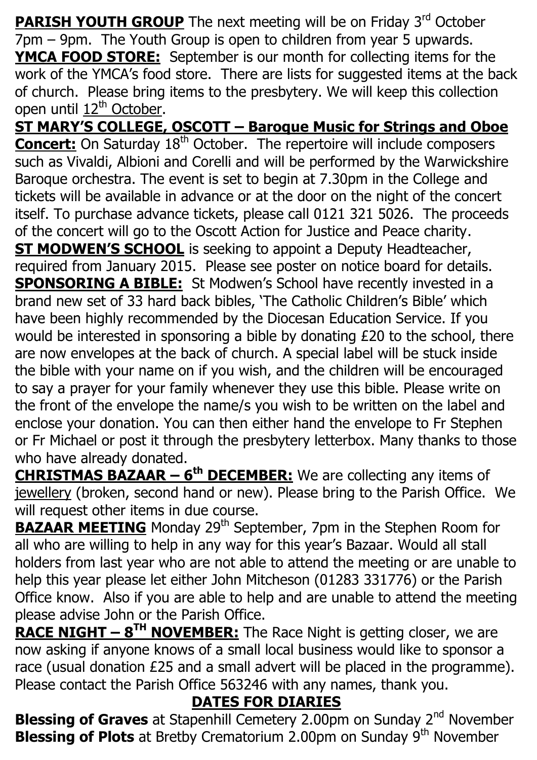**PARISH YOUTH GROUP** The next meeting will be on Friday 3rd October 7pm – 9pm. The Youth Group is open to children from year 5 upwards.

**YMCA FOOD STORE:** September is our month for collecting items for the work of the YMCA's food store. There are lists for suggested items at the back of church. Please bring items to the presbytery. We will keep this collection open until 12th October.

**ST MARY'S COLLEGE, OSCOTT – Baroque Music for Strings and Oboe Concert:** On Saturday 18th October. The repertoire will include composers such as Vivaldi, Albioni and Corelli and will be performed by the Warwickshire Baroque orchestra. The event is set to begin at 7.30pm in the College and tickets will be available in advance or at the door on the night of the concert itself. To purchase advance tickets, please call 0121 321 5026. The proceeds of the concert will go to the Oscott Action for Justice and Peace charity.

**ST MODWEN'S SCHOOL** is seeking to appoint a Deputy Headteacher, required from January 2015. Please see poster on notice board for details.

**SPONSORING A BIBLE:** St Modwen's School have recently invested in a brand new set of 33 hard back bibles, 'The Catholic Children's Bible' which have been highly recommended by the Diocesan Education Service. If you would be interested in sponsoring a bible by donating £20 to the school, there are now envelopes at the back of church. A special label will be stuck inside the bible with your name on if you wish, and the children will be encouraged to say a prayer for your family whenever they use this bible. Please write on the front of the envelope the name/s you wish to be written on the label and enclose your donation. You can then either hand the envelope to Fr Stephen or Fr Michael or post it through the presbytery letterbox. Many thanks to those who have already donated.

**CHRISTMAS BAZAAR – 6th DECEMBER:** We are collecting any items of jewellery (broken, second hand or new). Please bring to the Parish Office. We will request other items in due course.

**BAZAAR MEETING** Monday 29th September, 7pm in the Stephen Room for all who are willing to help in any way for this year's Bazaar. Would all stall holders from last year who are not able to attend the meeting or are unable to help this year please let either John Mitcheson (01283 331776) or the Parish Office know. Also if you are able to help and are unable to attend the meeting please advise John or the Parish Office.

**RACE NIGHT – 8TH NOVEMBER:** The Race Night is getting closer, we are now asking if anyone knows of a small local business would like to sponsor a race (usual donation £25 and a small advert will be placed in the programme). Please contact the Parish Office 563246 with any names, thank you.

## DATES FOR DIARIES

**Blessing of Graves** at Stapenhill Cemetery 2.00pm on Sunday 2nd November
**Blessing of Plots** at Bretby Crematorium 2.00pm on Sunday 9th November